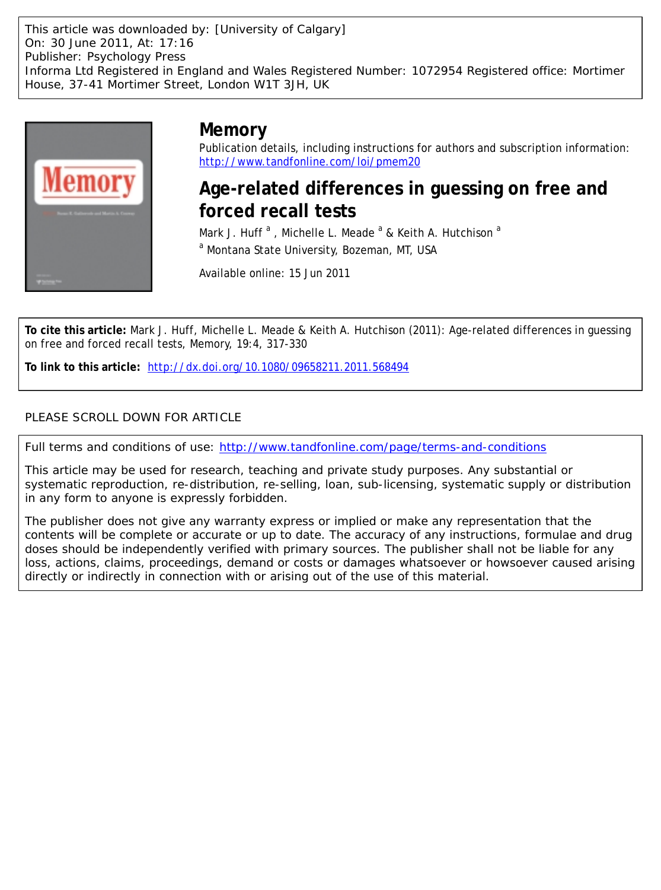This article was downloaded by: [University of Calgary]
On: 30 June 2011, At: 17:16
Publisher: Psychology Press
Informa Ltd Registered in England and Wales Registered Number: 1072954 Registered office: Mortimer House, 37-41 Mortimer Street, London W1T 3JH, UK

# Memory

Publication details, including instructions for authors and subscription information:
http://www.tandfonline.com/loi/pmem20

## Age-related differences in guessing on free and forced recall tests

Mark J. Huff [a] , Michelle L. Meade [a] & Keith A. Hutchison [a]

[a] Montana State University, Bozeman, MT, USA

Available online: 15 Jun 2011

**To cite this article:** Mark J. Huff, Michelle L. Meade & Keith A. Hutchison (2011): Age-related differences in guessing on free and forced recall tests, Memory, 19:4, 317-330

**To link to this article:** http://dx.doi.org/10.1080/09658211.2011.568494

PLEASE SCROLL DOWN FOR ARTICLE

Full terms and conditions of use: http://www.tandfonline.com/page/terms-and-conditions

This article may be used for research, teaching and private study purposes. Any substantial or systematic reproduction, re-distribution, re-selling, loan, sub-licensing, systematic supply or distribution in any form to anyone is expressly forbidden.

The publisher does not give any warranty express or implied or make any representation that the contents will be complete or accurate or up to date. The accuracy of any instructions, formulae and drug doses should be independently verified with primary sources. The publisher shall not be liable for any loss, actions, claims, proceedings, demand or costs or damages whatsoever or howsoever caused arising directly or indirectly in connection with or arising out of the use of this material.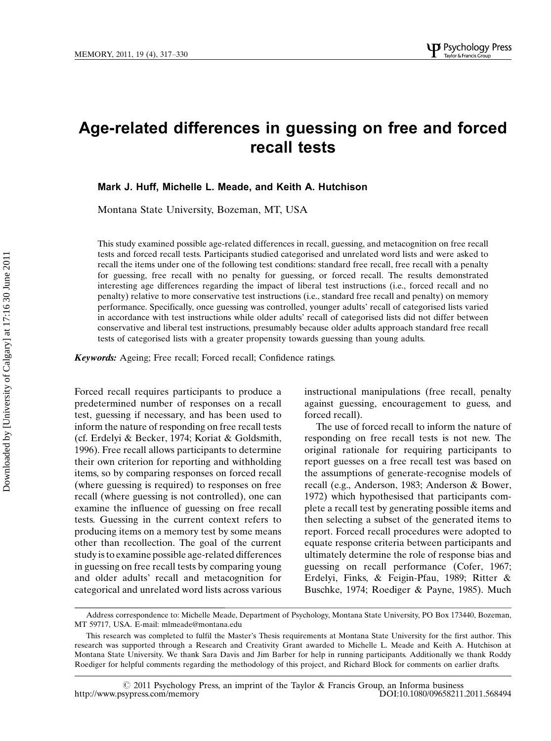# Age-related differences in guessing on free and forced recall tests

**Mark J. Huff, Michelle L. Meade, and Keith A. Hutchison**

Montana State University, Bozeman, MT, USA

This study examined possible age-related differences in recall, guessing, and metacognition on free recall tests and forced recall tests. Participants studied categorised and unrelated word lists and were asked to recall the items under one of the following test conditions: standard free recall, free recall with a penalty for guessing, free recall with no penalty for guessing, or forced recall. The results demonstrated interesting age differences regarding the impact of liberal test instructions (i.e., forced recall and no penalty) relative to more conservative test instructions (i.e., standard free recall and penalty) on memory performance. Specifically, once guessing was controlled, younger adults' recall of categorised lists varied in accordance with test instructions while older adults' recall of categorised lists did not differ between conservative and liberal test instructions, presumably because older adults approach standard free recall tests of categorised lists with a greater propensity towards guessing than young adults.

***Keywords:*** Ageing; Free recall; Forced recall; Confidence ratings.

Forced recall requires participants to produce a predetermined number of responses on a recall test, guessing if necessary, and has been used to inform the nature of responding on free recall tests (cf. Erdelyi & Becker, 1974; Koriat & Goldsmith, 1996). Free recall allows participants to determine their own criterion for reporting and withholding items, so by comparing responses on forced recall (where guessing is required) to responses on free recall (where guessing is not controlled), one can examine the influence of guessing on free recall tests. Guessing in the current context refers to producing items on a memory test by some means other than recollection. The goal of the current study is to examine possible age-related differences in guessing on free recall tests by comparing young and older adults' recall and metacognition for categorical and unrelated word lists across various instructional manipulations (free recall, penalty against guessing, encouragement to guess, and forced recall).

The use of forced recall to inform the nature of responding on free recall tests is not new. The original rationale for requiring participants to report guesses on a free recall test was based on the assumptions of generate-recognise models of recall (e.g., Anderson, 1983; Anderson & Bower, 1972) which hypothesised that participants complete a recall test by generating possible items and then selecting a subset of the generated items to report. Forced recall procedures were adopted to equate response criteria between participants and ultimately determine the role of response bias and guessing on recall performance (Cofer, 1967; Erdelyi, Finks, & Feigin-Pfau, 1989; Ritter & Buschke, 1974; Roediger & Payne, 1985). Much

Address correspondence to: Michelle Meade, Department of Psychology, Montana State University, PO Box 173440, Bozeman, MT 59717, USA. E-mail: mlmeade@montana.edu

This research was completed to fulfil the Master's Thesis requirements at Montana State University for the first author. This research was supported through a Research and Creativity Grant awarded to Michelle L. Meade and Keith A. Hutchison at Montana State University. We thank Sara Davis and Jim Barber for help in running participants. Additionally we thank Roddy Roediger for helpful comments regarding the methodology of this project, and Richard Block for comments on earlier drafts.

© 2011 Psychology Press, an imprint of the Taylor & Francis Group, an Informa business
http://www.psypress.com/memory DOI:10.1080/09658211.2011.568494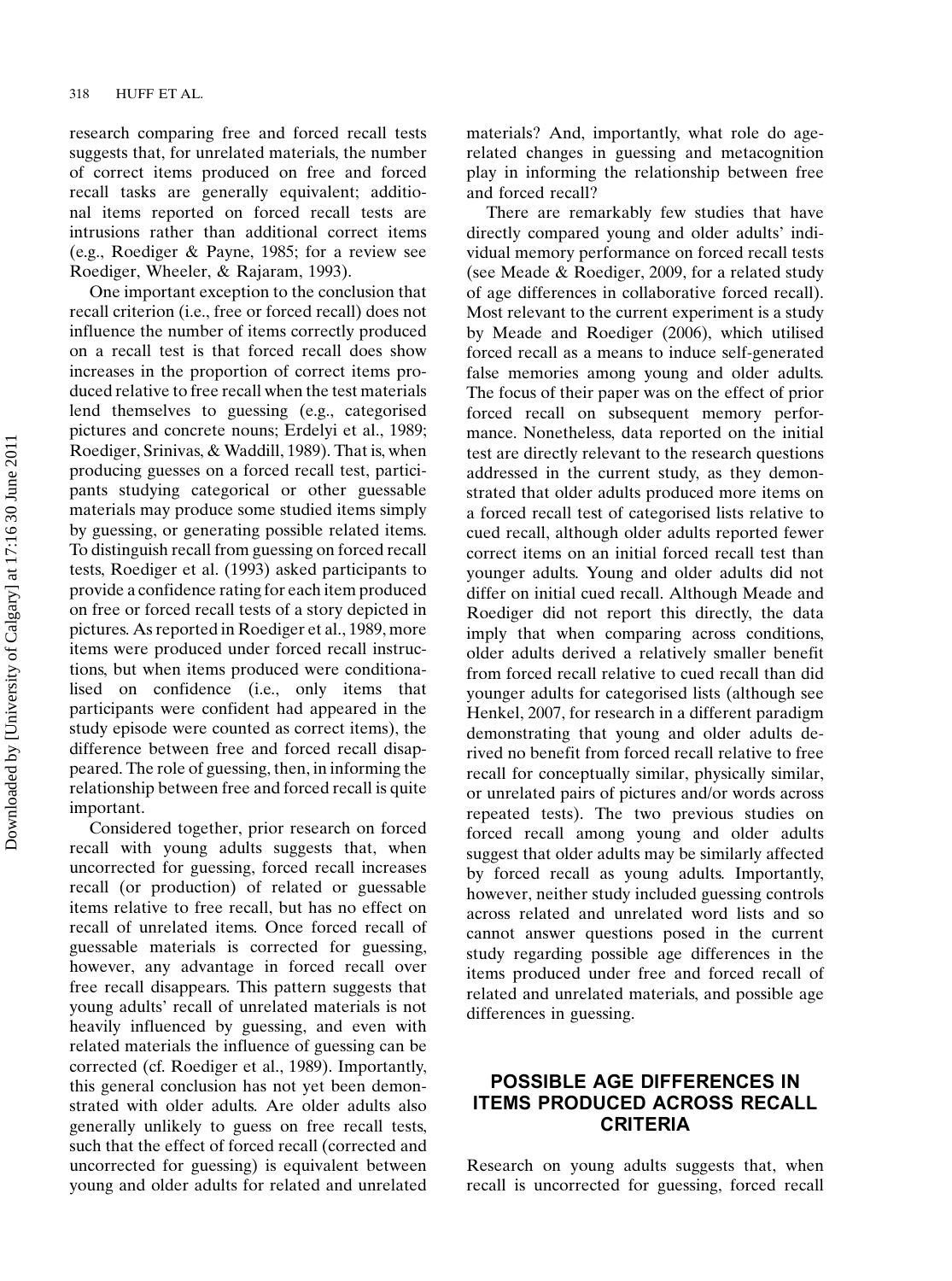research comparing free and forced recall tests suggests that, for unrelated materials, the number of correct items produced on free and forced recall tasks are generally equivalent; additional items reported on forced recall tests are intrusions rather than additional correct items (e.g., Roediger & Payne, 1985; for a review see Roediger, Wheeler, & Rajaram, 1993).

One important exception to the conclusion that recall criterion (i.e., free or forced recall) does not influence the number of items correctly produced on a recall test is that forced recall does show increases in the proportion of correct items produced relative to free recall when the test materials lend themselves to guessing (e.g., categorised pictures and concrete nouns; Erdelyi et al., 1989; Roediger, Srinivas, & Waddill, 1989). That is, when producing guesses on a forced recall test, participants studying categorical or other guessable materials may produce some studied items simply by guessing, or generating possible related items. To distinguish recall from guessing on forced recall tests, Roediger et al. (1993) asked participants to provide a confidence rating for each item produced on free or forced recall tests of a story depicted in pictures. As reported in Roediger et al., 1989, more items were produced under forced recall instructions, but when items produced were conditionalised on confidence (i.e., only items that participants were confident had appeared in the study episode were counted as correct items), the difference between free and forced recall disappeared. The role of guessing, then, in informing the relationship between free and forced recall is quite important.

Considered together, prior research on forced recall with young adults suggests that, when uncorrected for guessing, forced recall increases recall (or production) of related or guessable items relative to free recall, but has no effect on recall of unrelated items. Once forced recall of guessable materials is corrected for guessing, however, any advantage in forced recall over free recall disappears. This pattern suggests that young adults' recall of unrelated materials is not heavily influenced by guessing, and even with related materials the influence of guessing can be corrected (cf. Roediger et al., 1989). Importantly, this general conclusion has not yet been demonstrated with older adults. Are older adults also generally unlikely to guess on free recall tests, such that the effect of forced recall (corrected and uncorrected for guessing) is equivalent between young and older adults for related and unrelated materials? And, importantly, what role do age-related changes in guessing and metacognition play in informing the relationship between free and forced recall?

There are remarkably few studies that have directly compared young and older adults' individual memory performance on forced recall tests (see Meade & Roediger, 2009, for a related study of age differences in collaborative forced recall). Most relevant to the current experiment is a study by Meade and Roediger (2006), which utilised forced recall as a means to induce self-generated false memories among young and older adults. The focus of their paper was on the effect of prior forced recall on subsequent memory performance. Nonetheless, data reported on the initial test are directly relevant to the research questions addressed in the current study, as they demonstrated that older adults produced more items on a forced recall test of categorised lists relative to cued recall, although older adults reported fewer correct items on an initial forced recall test than younger adults. Young and older adults did not differ on initial cued recall. Although Meade and Roediger did not report this directly, the data imply that when comparing across conditions, older adults derived a relatively smaller benefit from forced recall relative to cued recall than did younger adults for categorised lists (although see Henkel, 2007, for research in a different paradigm demonstrating that young and older adults derived no benefit from forced recall relative to free recall for conceptually similar, physically similar, or unrelated pairs of pictures and/or words across repeated tests). The two previous studies on forced recall among young and older adults suggest that older adults may be similarly affected by forced recall as young adults. Importantly, however, neither study included guessing controls across related and unrelated word lists and so cannot answer questions posed in the current study regarding possible age differences in the items produced under free and forced recall of related and unrelated materials, and possible age differences in guessing.

## POSSIBLE AGE DIFFERENCES IN ITEMS PRODUCED ACROSS RECALL CRITERIA

Research on young adults suggests that, when recall is uncorrected for guessing, forced recall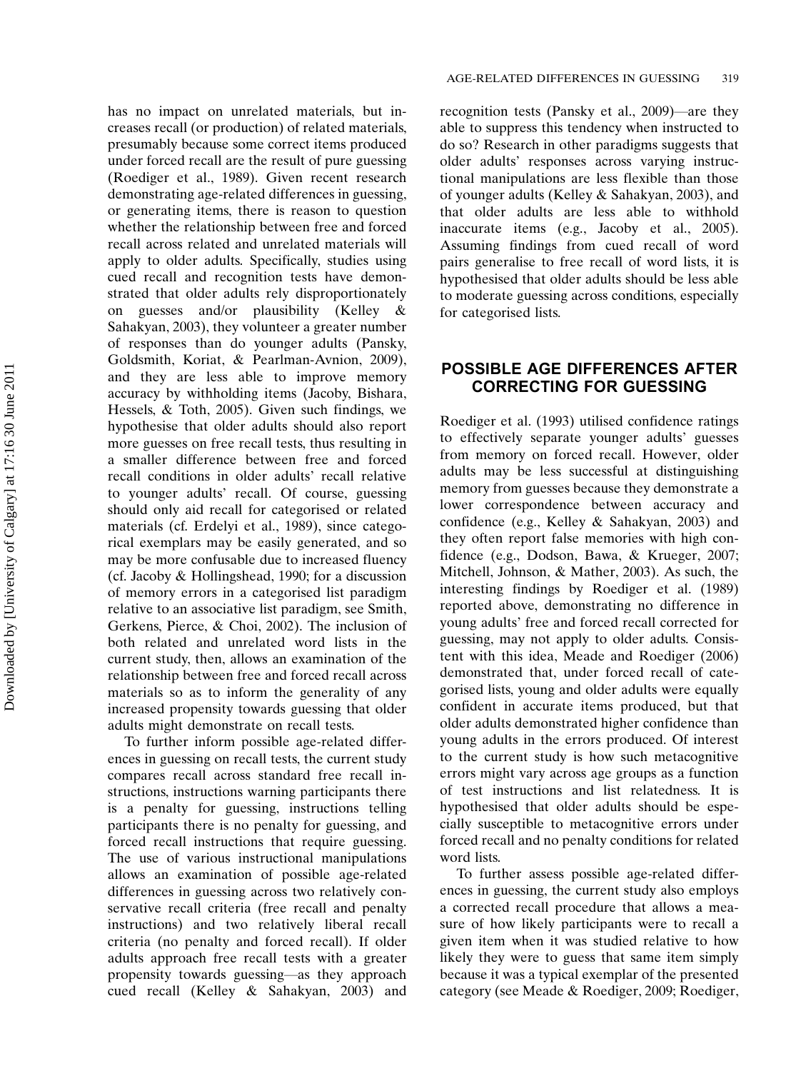has no impact on unrelated materials, but increases recall (or production) of related materials, presumably because some correct items produced under forced recall are the result of pure guessing (Roediger et al., 1989). Given recent research demonstrating age-related differences in guessing, or generating items, there is reason to question whether the relationship between free and forced recall across related and unrelated materials will apply to older adults. Specifically, studies using cued recall and recognition tests have demonstrated that older adults rely disproportionately on guesses and/or plausibility (Kelley & Sahakyan, 2003), they volunteer a greater number of responses than do younger adults (Pansky, Goldsmith, Koriat, & Pearlman-Avnion, 2009), and they are less able to improve memory accuracy by withholding items (Jacoby, Bishara, Hessels, & Toth, 2005). Given such findings, we hypothesise that older adults should also report more guesses on free recall tests, thus resulting in a smaller difference between free and forced recall conditions in older adults' recall relative to younger adults' recall. Of course, guessing should only aid recall for categorised or related materials (cf. Erdelyi et al., 1989), since categorical exemplars may be easily generated, and so may be more confusable due to increased fluency (cf. Jacoby & Hollingshead, 1990; for a discussion of memory errors in a categorised list paradigm relative to an associative list paradigm, see Smith, Gerkens, Pierce, & Choi, 2002). The inclusion of both related and unrelated word lists in the current study, then, allows an examination of the relationship between free and forced recall across materials so as to inform the generality of any increased propensity towards guessing that older adults might demonstrate on recall tests.

To further inform possible age-related differences in guessing on recall tests, the current study compares recall across standard free recall instructions, instructions warning participants there is a penalty for guessing, instructions telling participants there is no penalty for guessing, and forced recall instructions that require guessing. The use of various instructional manipulations allows an examination of possible age-related differences in guessing across two relatively conservative recall criteria (free recall and penalty instructions) and two relatively liberal recall criteria (no penalty and forced recall). If older adults approach free recall tests with a greater propensity towards guessing—as they approach cued recall (Kelley & Sahakyan, 2003) and recognition tests (Pansky et al., 2009)—are they able to suppress this tendency when instructed to do so? Research in other paradigms suggests that older adults' responses across varying instructional manipulations are less flexible than those of younger adults (Kelley & Sahakyan, 2003), and that older adults are less able to withhold inaccurate items (e.g., Jacoby et al., 2005). Assuming findings from cued recall of word pairs generalise to free recall of word lists, it is hypothesised that older adults should be less able to moderate guessing across conditions, especially for categorised lists.

## POSSIBLE AGE DIFFERENCES AFTER CORRECTING FOR GUESSING

Roediger et al. (1993) utilised confidence ratings to effectively separate younger adults' guesses from memory on forced recall. However, older adults may be less successful at distinguishing memory from guesses because they demonstrate a lower correspondence between accuracy and confidence (e.g., Kelley & Sahakyan, 2003) and they often report false memories with high confidence (e.g., Dodson, Bawa, & Krueger, 2007; Mitchell, Johnson, & Mather, 2003). As such, the interesting findings by Roediger et al. (1989) reported above, demonstrating no difference in young adults' free and forced recall corrected for guessing, may not apply to older adults. Consistent with this idea, Meade and Roediger (2006) demonstrated that, under forced recall of categorised lists, young and older adults were equally confident in accurate items produced, but that older adults demonstrated higher confidence than young adults in the errors produced. Of interest to the current study is how such metacognitive errors might vary across age groups as a function of test instructions and list relatedness. It is hypothesised that older adults should be especially susceptible to metacognitive errors under forced recall and no penalty conditions for related word lists.

To further assess possible age-related differences in guessing, the current study also employs a corrected recall procedure that allows a measure of how likely participants were to recall a given item when it was studied relative to how likely they were to guess that same item simply because it was a typical exemplar of the presented category (see Meade & Roediger, 2009; Roediger,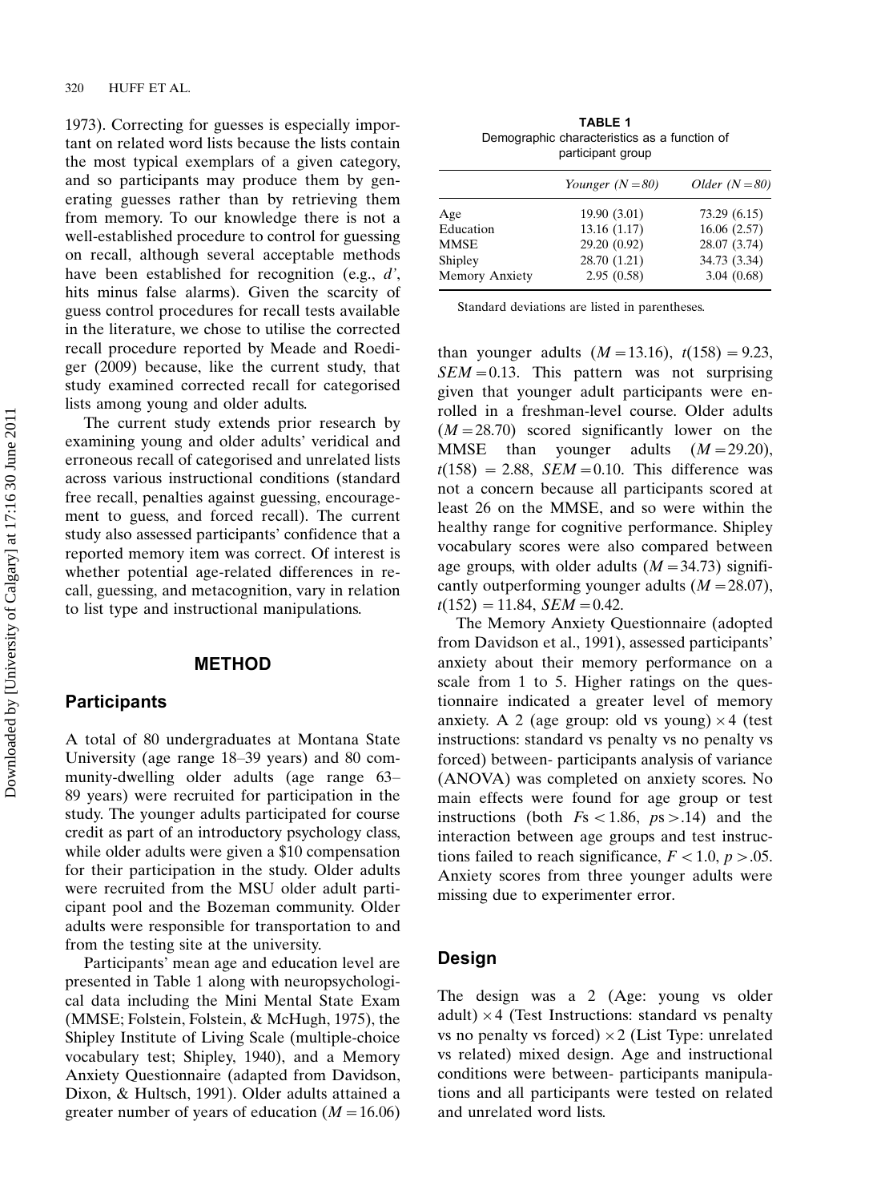1973). Correcting for guesses is especially important on related word lists because the lists contain the most typical exemplars of a given category, and so participants may produce them by generating guesses rather than by retrieving them from memory. To our knowledge there is not a well-established procedure to control for guessing on recall, although several acceptable methods have been established for recognition (e.g., *d'*, hits minus false alarms). Given the scarcity of guess control procedures for recall tests available in the literature, we chose to utilise the corrected recall procedure reported by Meade and Roediger (2009) because, like the current study, that study examined corrected recall for categorised lists among young and older adults.

The current study extends prior research by examining young and older adults' veridical and erroneous recall of categorised and unrelated lists across various instructional conditions (standard free recall, penalties against guessing, encouragement to guess, and forced recall). The current study also assessed participants' confidence that a reported memory item was correct. Of interest is whether potential age-related differences in recall, guessing, and metacognition, vary in relation to list type and instructional manipulations.

## METHOD

### Participants

A total of 80 undergraduates at Montana State University (age range 18–39 years) and 80 community-dwelling older adults (age range 63–89 years) were recruited for participation in the study. The younger adults participated for course credit as part of an introductory psychology class, while older adults were given a $10 compensation for their participation in the study. Older adults were recruited from the MSU older adult participant pool and the Bozeman community. Older adults were responsible for transportation to and from the testing site at the university.

Participants' mean age and education level are presented in Table 1 along with neuropsychological data including the Mini Mental State Exam (MMSE; Folstein, Folstein, & McHugh, 1975), the Shipley Institute of Living Scale (multiple-choice vocabulary test; Shipley, 1940), and a Memory Anxiety Questionnaire (adapted from Davidson, Dixon, & Hultsch, 1991). Older adults attained a greater number of years of education ($M = 16.06$) than younger adults ($M = 13.16$), $t(158) = 9.23$, $SEM = 0.13$. This pattern was not surprising given that younger adult participants were enrolled in a freshman-level course. Older adults ($M = 28.70$) scored significantly lower on the MMSE than younger adults ($M = 29.20$), $t(158) = 2.88$, $SEM = 0.10$. This difference was not a concern because all participants scored at least 26 on the MMSE, and so were within the healthy range for cognitive performance. Shipley vocabulary scores were also compared between age groups, with older adults ($M = 34.73$) significantly outperforming younger adults ($M = 28.07$), $t(152) = 11.84$, $SEM = 0.42$.

**TABLE 1**
Demographic characteristics as a function of participant group

| | *Younger (N = 80)* | *Older (N = 80)* |
|---|---|---|
| Age | 19.90 (3.01) | 73.29 (6.15) |
| Education | 13.16 (1.17) | 16.06 (2.57) |
| MMSE | 29.20 (0.92) | 28.07 (3.74) |
| Shipley | 28.70 (1.21) | 34.73 (3.34) |
| Memory Anxiety | 2.95 (0.58) | 3.04 (0.68) |

Standard deviations are listed in parentheses.

The Memory Anxiety Questionnaire (adopted from Davidson et al., 1991), assessed participants' anxiety about their memory performance on a scale from 1 to 5. Higher ratings on the questionnaire indicated a greater level of memory anxiety. A 2 (age group: old vs young) × 4 (test instructions: standard vs penalty vs no penalty vs forced) between- participants analysis of variance (ANOVA) was completed on anxiety scores. No main effects were found for age group or test instructions (both $F$s $< 1.86$, $p$s $> .14$) and the interaction between age groups and test instructions failed to reach significance, $F < 1.0$, $p > .05$. Anxiety scores from three younger adults were missing due to experimenter error.

### Design

The design was a 2 (Age: young vs older adult) × 4 (Test Instructions: standard vs penalty vs no penalty vs forced) × 2 (List Type: unrelated vs related) mixed design. Age and instructional conditions were between- participants manipulations and all participants were tested on related and unrelated word lists.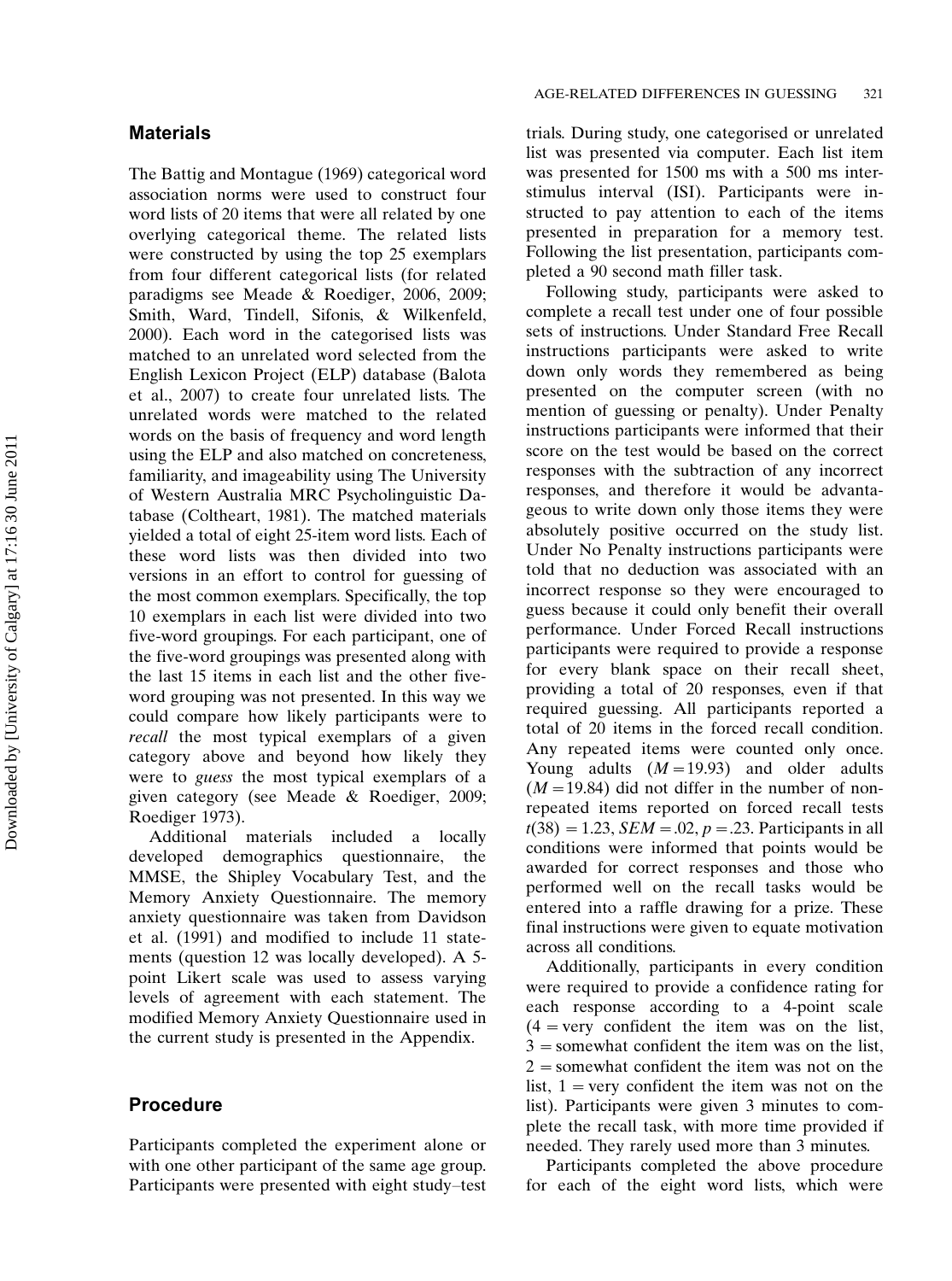## Materials

The Battig and Montague (1969) categorical word association norms were used to construct four word lists of 20 items that were all related by one overlying categorical theme. The related lists were constructed by using the top 25 exemplars from four different categorical lists (for related paradigms see Meade & Roediger, 2006, 2009; Smith, Ward, Tindell, Sifonis, & Wilkenfeld, 2000). Each word in the categorised lists was matched to an unrelated word selected from the English Lexicon Project (ELP) database (Balota et al., 2007) to create four unrelated lists. The unrelated words were matched to the related words on the basis of frequency and word length using the ELP and also matched on concreteness, familiarity, and imageability using The University of Western Australia MRC Psycholinguistic Database (Coltheart, 1981). The matched materials yielded a total of eight 25-item word lists. Each of these word lists was then divided into two versions in an effort to control for guessing of the most common exemplars. Specifically, the top 10 exemplars in each list were divided into two five-word groupings. For each participant, one of the five-word groupings was presented along with the last 15 items in each list and the other five-word grouping was not presented. In this way we could compare how likely participants were to *recall* the most typical exemplars of a given category above and beyond how likely they were to *guess* the most typical exemplars of a given category (see Meade & Roediger, 2009; Roediger 1973).

Additional materials included a locally developed demographics questionnaire, the MMSE, the Shipley Vocabulary Test, and the Memory Anxiety Questionnaire. The memory anxiety questionnaire was taken from Davidson et al. (1991) and modified to include 11 statements (question 12 was locally developed). A 5-point Likert scale was used to assess varying levels of agreement with each statement. The modified Memory Anxiety Questionnaire used in the current study is presented in the Appendix.

## Procedure

Participants completed the experiment alone or with one other participant of the same age group. Participants were presented with eight study–test trials. During study, one categorised or unrelated list was presented via computer. Each list item was presented for 1500 ms with a 500 ms inter-stimulus interval (ISI). Participants were instructed to pay attention to each of the items presented in preparation for a memory test. Following the list presentation, participants completed a 90 second math filler task.

Following study, participants were asked to complete a recall test under one of four possible sets of instructions. Under Standard Free Recall instructions participants were asked to write down only words they remembered as being presented on the computer screen (with no mention of guessing or penalty). Under Penalty instructions participants were informed that their score on the test would be based on the correct responses with the subtraction of any incorrect responses, and therefore it would be advantageous to write down only those items they were absolutely positive occurred on the study list. Under No Penalty instructions participants were told that no deduction was associated with an incorrect response so they were encouraged to guess because it could only benefit their overall performance. Under Forced Recall instructions participants were required to provide a response for every blank space on their recall sheet, providing a total of 20 responses, even if that required guessing. All participants reported a total of 20 items in the forced recall condition. Any repeated items were counted only once. Young adults ($M = 19.93$) and older adults ($M = 19.84$) did not differ in the number of non-repeated items reported on forced recall tests $t(38) = 1.23$, $SEM = .02$, $p = .23$. Participants in all conditions were informed that points would be awarded for correct responses and those who performed well on the recall tasks would be entered into a raffle drawing for a prize. These final instructions were given to equate motivation across all conditions.

Additionally, participants in every condition were required to provide a confidence rating for each response according to a 4-point scale (4 = very confident the item was on the list, 3 = somewhat confident the item was on the list, 2 = somewhat confident the item was not on the list, 1 = very confident the item was not on the list). Participants were given 3 minutes to complete the recall task, with more time provided if needed. They rarely used more than 3 minutes.

Participants completed the above procedure for each of the eight word lists, which were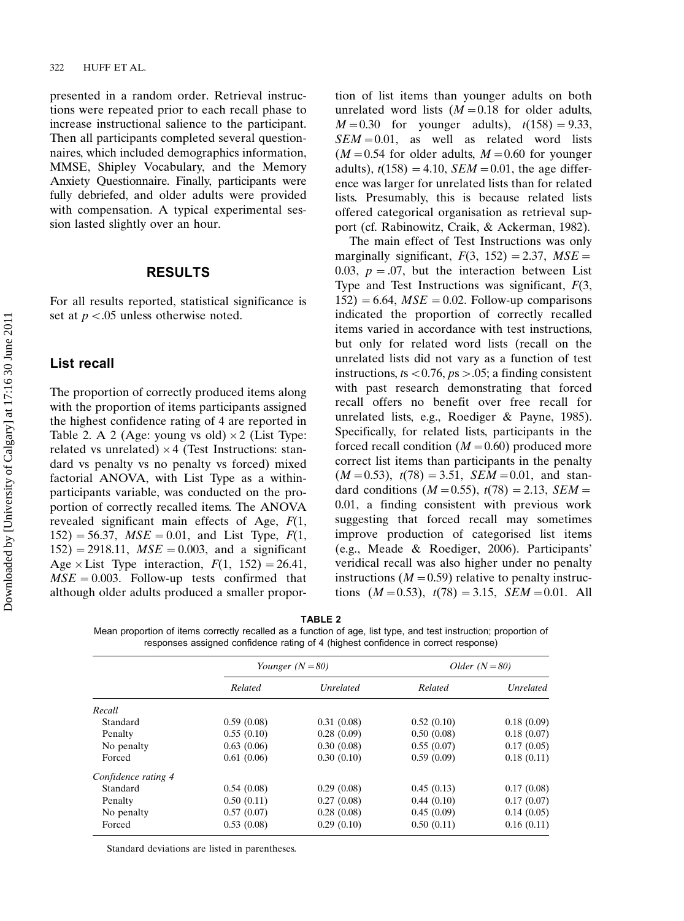presented in a random order. Retrieval instructions were repeated prior to each recall phase to increase instructional salience to the participant. Then all participants completed several questionnaires, which included demographics information, MMSE, Shipley Vocabulary, and the Memory Anxiety Questionnaire. Finally, participants were fully debriefed, and older adults were provided with compensation. A typical experimental session lasted slightly over an hour.

## RESULTS

For all results reported, statistical significance is set at $p < .05$ unless otherwise noted.

### List recall

The proportion of correctly produced items along with the proportion of items participants assigned the highest confidence rating of 4 are reported in Table 2. A 2 (Age: young vs old) × 2 (List Type: related vs unrelated) × 4 (Test Instructions: standard vs penalty vs no penalty vs forced) mixed factorial ANOVA, with List Type as a within-participants variable, was conducted on the proportion of correctly recalled items. The ANOVA revealed significant main effects of Age, $F(1, 152) = 56.37$, $MSE = 0.01$, and List Type, $F(1, 152) = 2918.11$, $MSE = 0.003$, and a significant Age × List Type interaction, $F(1, 152) = 26.41$, $MSE = 0.003$. Follow-up tests confirmed that although older adults produced a smaller proportion of list items than younger adults on both unrelated word lists ($M = 0.18$ for older adults, $M = 0.30$ for younger adults), $t(158) = 9.33$, $SEM = 0.01$, as well as related word lists ($M = 0.54$ for older adults, $M = 0.60$ for younger adults), $t(158) = 4.10$, $SEM = 0.01$, the age difference was larger for unrelated lists than for related lists. Presumably, this is because related lists offered categorical organisation as retrieval support (cf. Rabinowitz, Craik, & Ackerman, 1982).

The main effect of Test Instructions was only marginally significant, $F(3, 152) = 2.37$, $MSE = 0.03$, $p = .07$, but the interaction between List Type and Test Instructions was significant, $F(3, 152) = 6.64$, $MSE = 0.02$. Follow-up comparisons indicated the proportion of correctly recalled items varied in accordance with test instructions, but only for related word lists (recall on the unrelated lists did not vary as a function of test instructions, $t\text{s} < 0.76$, $p\text{s} > .05$; a finding consistent with past research demonstrating that forced recall offers no benefit over free recall for unrelated lists, e.g., Roediger & Payne, 1985). Specifically, for related lists, participants in the forced recall condition ($M = 0.60$) produced more correct list items than participants in the penalty ($M = 0.53$), $t(78) = 3.51$, $SEM = 0.01$, and standard conditions ($M = 0.55$), $t(78) = 2.13$, $SEM = 0.01$, a finding consistent with previous work suggesting that forced recall may sometimes improve production of categorised list items (e.g., Meade & Roediger, 2006). Participants' veridical recall was also higher under no penalty instructions ($M = 0.59$) relative to penalty instructions ($M = 0.53$), $t(78) = 3.15$, $SEM = 0.01$. All

**TABLE 2**
Mean proportion of items correctly recalled as a function of age, list type, and test instruction; proportion of responses assigned confidence rating of 4 (highest confidence in correct response)

| | *Younger (N = 80)* | | *Older (N = 80)* | |
|---|---|---|---|---|
| | *Related* | *Unrelated* | *Related* | *Unrelated* |
| *Recall* | | | | |
| Standard | 0.59 (0.08) | 0.31 (0.08) | 0.52 (0.10) | 0.18 (0.09) |
| Penalty | 0.55 (0.10) | 0.28 (0.09) | 0.50 (0.08) | 0.18 (0.07) |
| No penalty | 0.63 (0.06) | 0.30 (0.08) | 0.55 (0.07) | 0.17 (0.05) |
| Forced | 0.61 (0.06) | 0.30 (0.10) | 0.59 (0.09) | 0.18 (0.11) |
| *Confidence rating 4* | | | | |
| Standard | 0.54 (0.08) | 0.29 (0.08) | 0.45 (0.13) | 0.17 (0.08) |
| Penalty | 0.50 (0.11) | 0.27 (0.08) | 0.44 (0.10) | 0.17 (0.07) |
| No penalty | 0.57 (0.07) | 0.28 (0.08) | 0.45 (0.09) | 0.14 (0.05) |
| Forced | 0.53 (0.08) | 0.29 (0.10) | 0.50 (0.11) | 0.16 (0.11) |

Standard deviations are listed in parentheses.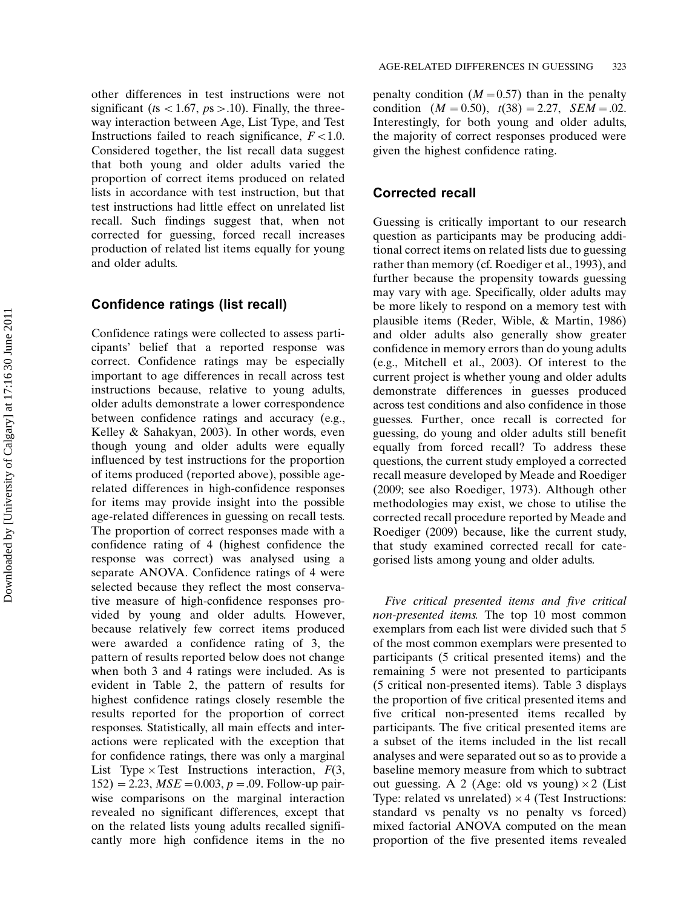other differences in test instructions were not significant ($ts < 1.67$, $ps > .10$). Finally, the three-way interaction between Age, List Type, and Test Instructions failed to reach significance, $F < 1.0$. Considered together, the list recall data suggest that both young and older adults varied the proportion of correct items produced on related lists in accordance with test instruction, but that test instructions had little effect on unrelated list recall. Such findings suggest that, when not corrected for guessing, forced recall increases production of related list items equally for young and older adults.

## Confidence ratings (list recall)

Confidence ratings were collected to assess participants' belief that a reported response was correct. Confidence ratings may be especially important to age differences in recall across test instructions because, relative to young adults, older adults demonstrate a lower correspondence between confidence ratings and accuracy (e.g., Kelley & Sahakyan, 2003). In other words, even though young and older adults were equally influenced by test instructions for the proportion of items produced (reported above), possible age-related differences in high-confidence responses for items may provide insight into the possible age-related differences in guessing on recall tests. The proportion of correct responses made with a confidence rating of 4 (highest confidence the response was correct) was analysed using a separate ANOVA. Confidence ratings of 4 were selected because they reflect the most conservative measure of high-confidence responses provided by young and older adults. However, because relatively few correct items produced were awarded a confidence rating of 3, the pattern of results reported below does not change when both 3 and 4 ratings were included. As is evident in Table 2, the pattern of results for highest confidence ratings closely resemble the results reported for the proportion of correct responses. Statistically, all main effects and interactions were replicated with the exception that for confidence ratings, there was only a marginal List Type × Test Instructions interaction, $F(3, 152) = 2.23$, $MSE = 0.003$, $p = .09$. Follow-up pairwise comparisons on the marginal interaction revealed no significant differences, except that on the related lists young adults recalled significantly more high confidence items in the no penalty condition ($M = 0.57$) than in the penalty condition ($M = 0.50$), $t(38) = 2.27$, $SEM = .02$. Interestingly, for both young and older adults, the majority of correct responses produced were given the highest confidence rating.

## Corrected recall

Guessing is critically important to our research question as participants may be producing additional correct items on related lists due to guessing rather than memory (cf. Roediger et al., 1993), and further because the propensity towards guessing may vary with age. Specifically, older adults may be more likely to respond on a memory test with plausible items (Reder, Wible, & Martin, 1986) and older adults also generally show greater confidence in memory errors than do young adults (e.g., Mitchell et al., 2003). Of interest to the current project is whether young and older adults demonstrate differences in guesses produced across test conditions and also confidence in those guesses. Further, once recall is corrected for guessing, do young and older adults still benefit equally from forced recall? To address these questions, the current study employed a corrected recall measure developed by Meade and Roediger (2009; see also Roediger, 1973). Although other methodologies may exist, we chose to utilise the corrected recall procedure reported by Meade and Roediger (2009) because, like the current study, that study examined corrected recall for categorised lists among young and older adults.

*Five critical presented items and five critical non-presented items.* The top 10 most common exemplars from each list were divided such that 5 of the most common exemplars were presented to participants (5 critical presented items) and the remaining 5 were not presented to participants (5 critical non-presented items). Table 3 displays the proportion of five critical presented items and five critical non-presented items recalled by participants. The five critical presented items are a subset of the items included in the list recall analyses and were separated out so as to provide a baseline memory measure from which to subtract out guessing. A 2 (Age: old vs young) × 2 (List Type: related vs unrelated) × 4 (Test Instructions: standard vs penalty vs no penalty vs forced) mixed factorial ANOVA computed on the mean proportion of the five presented items revealed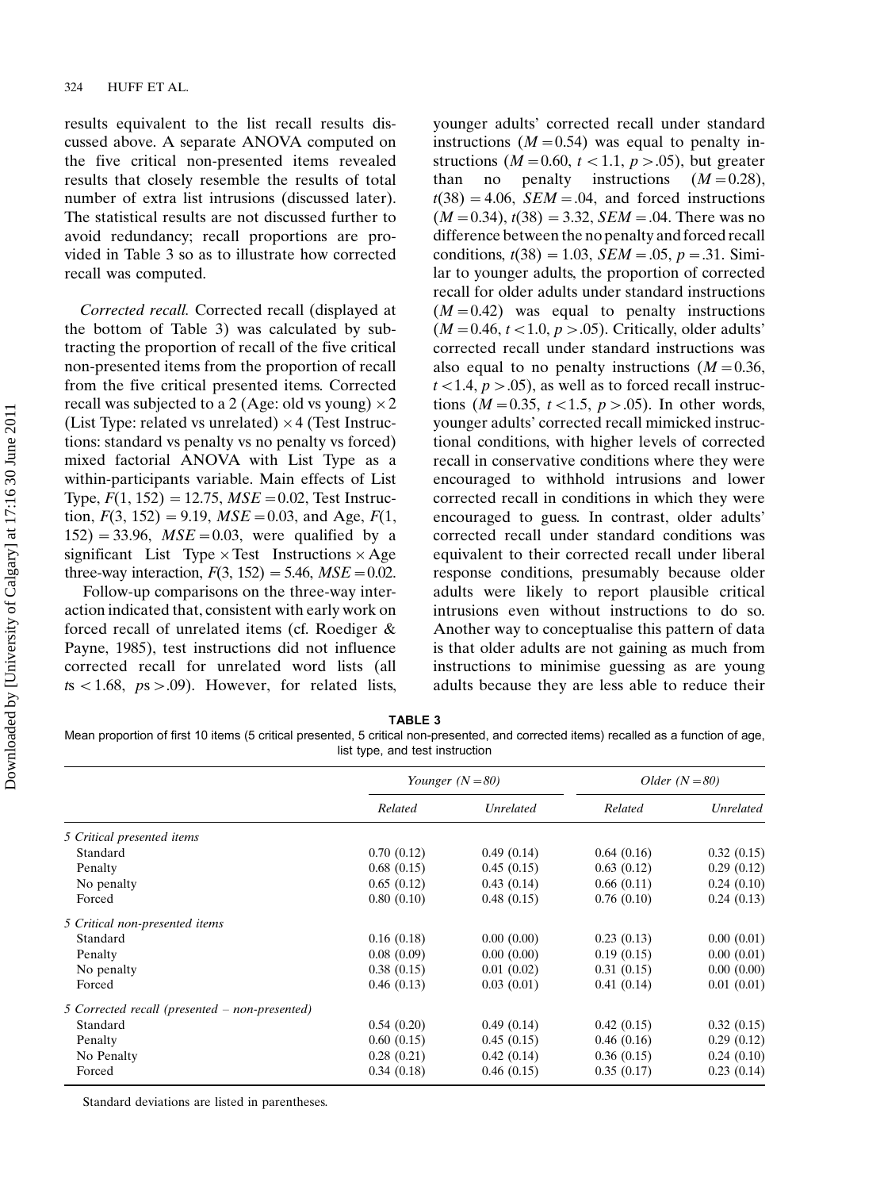results equivalent to the list recall results discussed above. A separate ANOVA computed on the five critical non-presented items revealed results that closely resemble the results of total number of extra list intrusions (discussed later). The statistical results are not discussed further to avoid redundancy; recall proportions are provided in Table 3 so as to illustrate how corrected recall was computed.

*Corrected recall.* Corrected recall (displayed at the bottom of Table 3) was calculated by subtracting the proportion of recall of the five critical non-presented items from the proportion of recall from the five critical presented items. Corrected recall was subjected to a 2 (Age: old vs young) $\times$ 2 (List Type: related vs unrelated) $\times$ 4 (Test Instructions: standard vs penalty vs no penalty vs forced) mixed factorial ANOVA with List Type as a within-participants variable. Main effects of List Type, $F(1, 152) = 12.75$, $MSE = 0.02$, Test Instruction, $F(3, 152) = 9.19$, $MSE = 0.03$, and Age, $F(1, 152) = 33.96$, $MSE = 0.03$, were qualified by a significant List Type $\times$ Test Instructions $\times$ Age three-way interaction, $F(3, 152) = 5.46$, $MSE = 0.02$.

Follow-up comparisons on the three-way interaction indicated that, consistent with early work on forced recall of unrelated items (cf. Roediger & Payne, 1985), test instructions did not influence corrected recall for unrelated word lists (all $ts < 1.68$, $ps > .09$). However, for related lists, younger adults' corrected recall under standard instructions ($M = 0.54$) was equal to penalty instructions ($M = 0.60$, $t < 1.1$, $p > .05$), but greater than no penalty instructions ($M = 0.28$), $t(38) = 4.06$, $SEM = .04$, and forced instructions ($M = 0.34$), $t(38) = 3.32$, $SEM = .04$. There was no difference between the no penalty and forced recall conditions, $t(38) = 1.03$, $SEM = .05$, $p = .31$. Similar to younger adults, the proportion of corrected recall for older adults under standard instructions ($M = 0.42$) was equal to penalty instructions ($M = 0.46$, $t < 1.0$, $p > .05$). Critically, older adults' corrected recall under standard instructions was also equal to no penalty instructions ($M = 0.36$, $t < 1.4$, $p > .05$), as well as to forced recall instructions ($M = 0.35$, $t < 1.5$, $p > .05$). In other words, younger adults' corrected recall mimicked instructional conditions, with higher levels of corrected recall in conservative conditions where they were encouraged to withhold intrusions and lower corrected recall in conditions in which they were encouraged to guess. In contrast, older adults' corrected recall under standard conditions was equivalent to their corrected recall under liberal response conditions, presumably because older adults were likely to report plausible critical intrusions even without instructions to do so. Another way to conceptualise this pattern of data is that older adults are not gaining as much from instructions to minimise guessing as are young adults because they are less able to reduce their

**TABLE 3**

Mean proportion of first 10 items (5 critical presented, 5 critical non-presented, and corrected items) recalled as a function of age, list type, and test instruction

| | *Younger (N = 80)* | | *Older (N = 80)* | |
|---|---|---|---|---|
| | *Related* | *Unrelated* | *Related* | *Unrelated* |
| *5 Critical presented items* | | | | |
| Standard | 0.70 (0.12) | 0.49 (0.14) | 0.64 (0.16) | 0.32 (0.15) |
| Penalty | 0.68 (0.15) | 0.45 (0.15) | 0.63 (0.12) | 0.29 (0.12) |
| No penalty | 0.65 (0.12) | 0.43 (0.14) | 0.66 (0.11) | 0.24 (0.10) |
| Forced | 0.80 (0.10) | 0.48 (0.15) | 0.76 (0.10) | 0.24 (0.13) |
| *5 Critical non-presented items* | | | | |
| Standard | 0.16 (0.18) | 0.00 (0.00) | 0.23 (0.13) | 0.00 (0.01) |
| Penalty | 0.08 (0.09) | 0.00 (0.00) | 0.19 (0.15) | 0.00 (0.01) |
| No penalty | 0.38 (0.15) | 0.01 (0.02) | 0.31 (0.15) | 0.00 (0.00) |
| Forced | 0.46 (0.13) | 0.03 (0.01) | 0.41 (0.14) | 0.01 (0.01) |
| *5 Corrected recall (presented − non-presented)* | | | | |
| Standard | 0.54 (0.20) | 0.49 (0.14) | 0.42 (0.15) | 0.32 (0.15) |
| Penalty | 0.60 (0.15) | 0.45 (0.15) | 0.46 (0.16) | 0.29 (0.12) |
| No Penalty | 0.28 (0.21) | 0.42 (0.14) | 0.36 (0.15) | 0.24 (0.10) |
| Forced | 0.34 (0.18) | 0.46 (0.15) | 0.35 (0.17) | 0.23 (0.14) |

Standard deviations are listed in parentheses.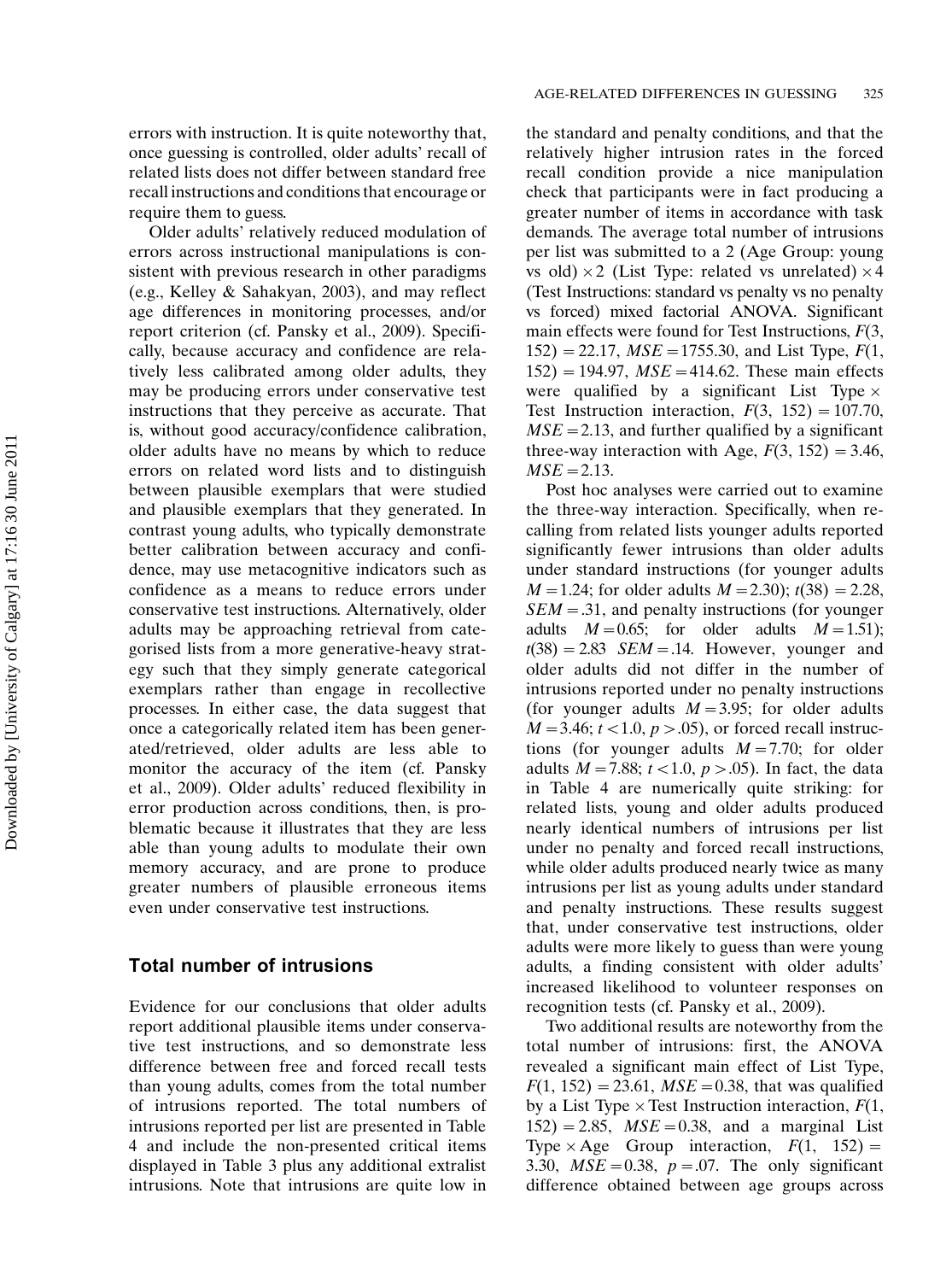errors with instruction. It is quite noteworthy that, once guessing is controlled, older adults' recall of related lists does not differ between standard free recall instructions and conditions that encourage or require them to guess.

Older adults' relatively reduced modulation of errors across instructional manipulations is consistent with previous research in other paradigms (e.g., Kelley & Sahakyan, 2003), and may reflect age differences in monitoring processes, and/or report criterion (cf. Pansky et al., 2009). Specifically, because accuracy and confidence are relatively less calibrated among older adults, they may be producing errors under conservative test instructions that they perceive as accurate. That is, without good accuracy/confidence calibration, older adults have no means by which to reduce errors on related word lists and to distinguish between plausible exemplars that were studied and plausible exemplars that they generated. In contrast young adults, who typically demonstrate better calibration between accuracy and confidence, may use metacognitive indicators such as confidence as a means to reduce errors under conservative test instructions. Alternatively, older adults may be approaching retrieval from categorised lists from a more generative-heavy strategy such that they simply generate categorical exemplars rather than engage in recollective processes. In either case, the data suggest that once a categorically related item has been generated/retrieved, older adults are less able to monitor the accuracy of the item (cf. Pansky et al., 2009). Older adults' reduced flexibility in error production across conditions, then, is problematic because it illustrates that they are less able than young adults to modulate their own memory accuracy, and are prone to produce greater numbers of plausible erroneous items even under conservative test instructions.

## Total number of intrusions

Evidence for our conclusions that older adults report additional plausible items under conservative test instructions, and so demonstrate less difference between free and forced recall tests than young adults, comes from the total number of intrusions reported. The total numbers of intrusions reported per list are presented in Table 4 and include the non-presented critical items displayed in Table 3 plus any additional extralist intrusions. Note that intrusions are quite low in the standard and penalty conditions, and that the relatively higher intrusion rates in the forced recall condition provide a nice manipulation check that participants were in fact producing a greater number of items in accordance with task demands. The average total number of intrusions per list was submitted to a 2 (Age Group: young vs old) $\times$ 2 (List Type: related vs unrelated) $\times$ 4 (Test Instructions: standard vs penalty vs no penalty vs forced) mixed factorial ANOVA. Significant main effects were found for Test Instructions, $F(3, 152) = 22.17$, $MSE = 1755.30$, and List Type, $F(1, 152) = 194.97$, $MSE = 414.62$. These main effects were qualified by a significant List Type $\times$ Test Instruction interaction, $F(3, 152) = 107.70$, $MSE = 2.13$, and further qualified by a significant three-way interaction with Age, $F(3, 152) = 3.46$, $MSE = 2.13$.

Post hoc analyses were carried out to examine the three-way interaction. Specifically, when recalling from related lists younger adults reported significantly fewer intrusions than older adults under standard instructions (for younger adults $M = 1.24$; for older adults $M = 2.30$); $t(38) = 2.28$, $SEM = .31$, and penalty instructions (for younger adults $M = 0.65$; for older adults $M = 1.51$); $t(38) = 2.83$ $SEM = .14$. However, younger and older adults did not differ in the number of intrusions reported under no penalty instructions (for younger adults $M = 3.95$; for older adults $M = 3.46$; $t < 1.0$, $p > .05$), or forced recall instructions (for younger adults $M = 7.70$; for older adults $M = 7.88$; $t < 1.0$, $p > .05$). In fact, the data in Table 4 are numerically quite striking: for related lists, young and older adults produced nearly identical numbers of intrusions per list under no penalty and forced recall instructions, while older adults produced nearly twice as many intrusions per list as young adults under standard and penalty instructions. These results suggest that, under conservative test instructions, older adults were more likely to guess than were young adults, a finding consistent with older adults' increased likelihood to volunteer responses on recognition tests (cf. Pansky et al., 2009).

Two additional results are noteworthy from the total number of intrusions: first, the ANOVA revealed a significant main effect of List Type, $F(1, 152) = 23.61$, $MSE = 0.38$, that was qualified by a List Type $\times$ Test Instruction interaction, $F(1, 152) = 2.85$, $MSE = 0.38$, and a marginal List Type $\times$ Age Group interaction, $F(1, 152) = 3.30$, $MSE = 0.38$, $p = .07$. The only significant difference obtained between age groups across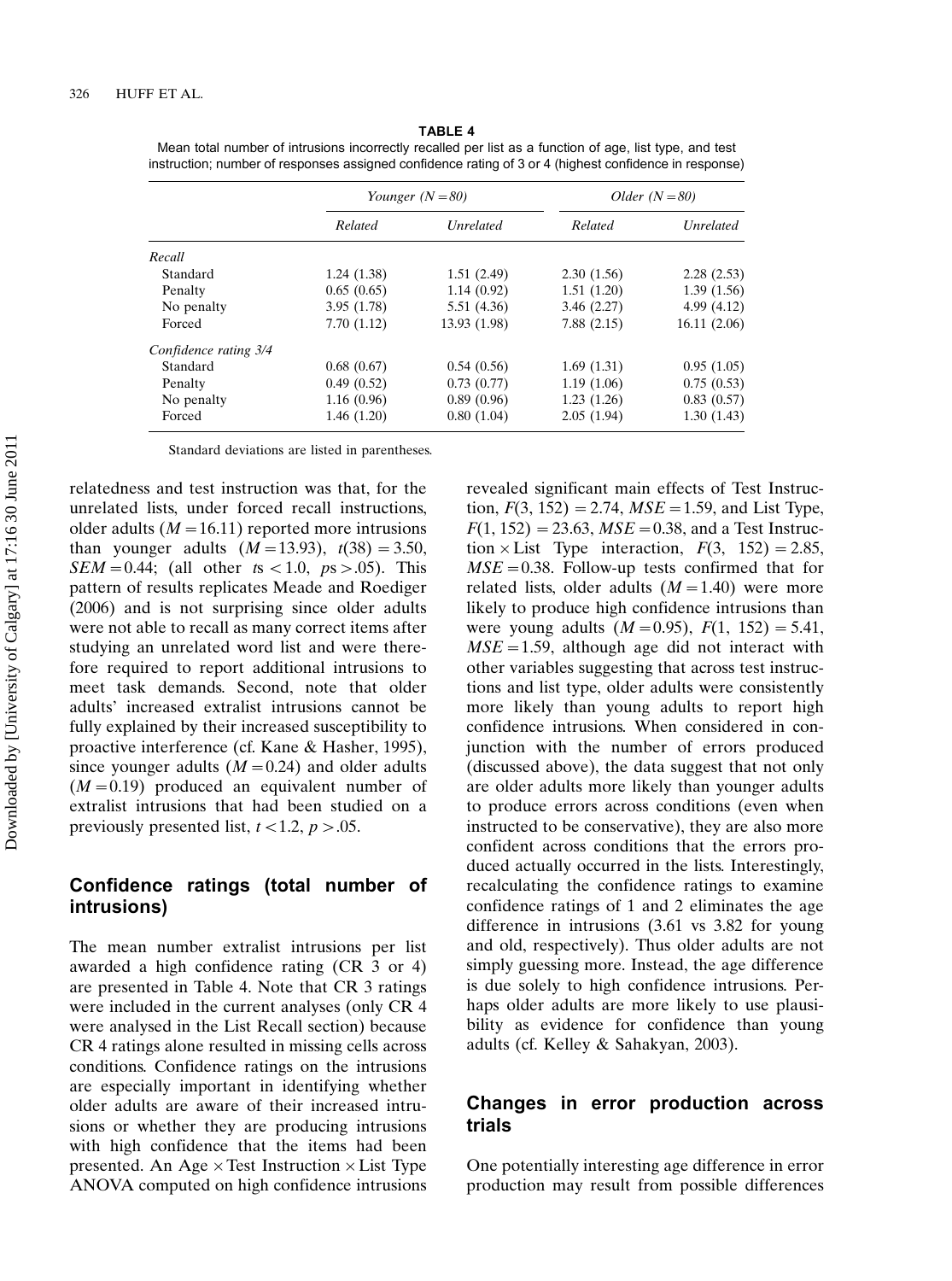**TABLE 4**

Mean total number of intrusions incorrectly recalled per list as a function of age, list type, and test instruction; number of responses assigned confidence rating of 3 or 4 (highest confidence in response)

| | *Younger (N = 80)* | | *Older (N = 80)* | |
|---|---|---|---|---|
| | *Related* | *Unrelated* | *Related* | *Unrelated* |
| *Recall* | | | | |
| Standard | 1.24 (1.38) | 1.51 (2.49) | 2.30 (1.56) | 2.28 (2.53) |
| Penalty | 0.65 (0.65) | 1.14 (0.92) | 1.51 (1.20) | 1.39 (1.56) |
| No penalty | 3.95 (1.78) | 5.51 (4.36) | 3.46 (2.27) | 4.99 (4.12) |
| Forced | 7.70 (1.12) | 13.93 (1.98) | 7.88 (2.15) | 16.11 (2.06) |
| *Confidence rating 3/4* | | | | |
| Standard | 0.68 (0.67) | 0.54 (0.56) | 1.69 (1.31) | 0.95 (1.05) |
| Penalty | 0.49 (0.52) | 0.73 (0.77) | 1.19 (1.06) | 0.75 (0.53) |
| No penalty | 1.16 (0.96) | 0.89 (0.96) | 1.23 (1.26) | 0.83 (0.57) |
| Forced | 1.46 (1.20) | 0.80 (1.04) | 2.05 (1.94) | 1.30 (1.43) |

Standard deviations are listed in parentheses.

relatedness and test instruction was that, for the unrelated lists, under forced recall instructions, older adults ($M = 16.11$) reported more intrusions than younger adults ($M = 13.93$), $t(38) = 3.50$, $SEM = 0.44$; (all other $t$s $< 1.0$, $p$s $> .05$). This pattern of results replicates Meade and Roediger (2006) and is not surprising since older adults were not able to recall as many correct items after studying an unrelated word list and were therefore required to report additional intrusions to meet task demands. Second, note that older adults' increased extralist intrusions cannot be fully explained by their increased susceptibility to proactive interference (cf. Kane & Hasher, 1995), since younger adults ($M = 0.24$) and older adults ($M = 0.19$) produced an equivalent number of extralist intrusions that had been studied on a previously presented list, $t < 1.2$, $p > .05$.

## Confidence ratings (total number of intrusions)

The mean number extralist intrusions per list awarded a high confidence rating (CR 3 or 4) are presented in Table 4. Note that CR 3 ratings were included in the current analyses (only CR 4 were analysed in the List Recall section) because CR 4 ratings alone resulted in missing cells across conditions. Confidence ratings on the intrusions are especially important in identifying whether older adults are aware of their increased intrusions or whether they are producing intrusions with high confidence that the items had been presented. An Age × Test Instruction × List Type ANOVA computed on high confidence intrusions revealed significant main effects of Test Instruction, $F(3, 152) = 2.74$, $MSE = 1.59$, and List Type, $F(1, 152) = 23.63$, $MSE = 0.38$, and a Test Instruction × List Type interaction, $F(3, 152) = 2.85$, $MSE = 0.38$. Follow-up tests confirmed that for related lists, older adults ($M = 1.40$) were more likely to produce high confidence intrusions than were young adults ($M = 0.95$), $F(1, 152) = 5.41$, $MSE = 1.59$, although age did not interact with other variables suggesting that across test instructions and list type, older adults were consistently more likely than young adults to report high confidence intrusions. When considered in conjunction with the number of errors produced (discussed above), the data suggest that not only are older adults more likely than younger adults to produce errors across conditions (even when instructed to be conservative), they are also more confident across conditions that the errors produced actually occurred in the lists. Interestingly, recalculating the confidence ratings to examine confidence ratings of 1 and 2 eliminates the age difference in intrusions (3.61 vs 3.82 for young and old, respectively). Thus older adults are not simply guessing more. Instead, the age difference is due solely to high confidence intrusions. Perhaps older adults are more likely to use plausibility as evidence for confidence than young adults (cf. Kelley & Sahakyan, 2003).

## Changes in error production across trials

One potentially interesting age difference in error production may result from possible differences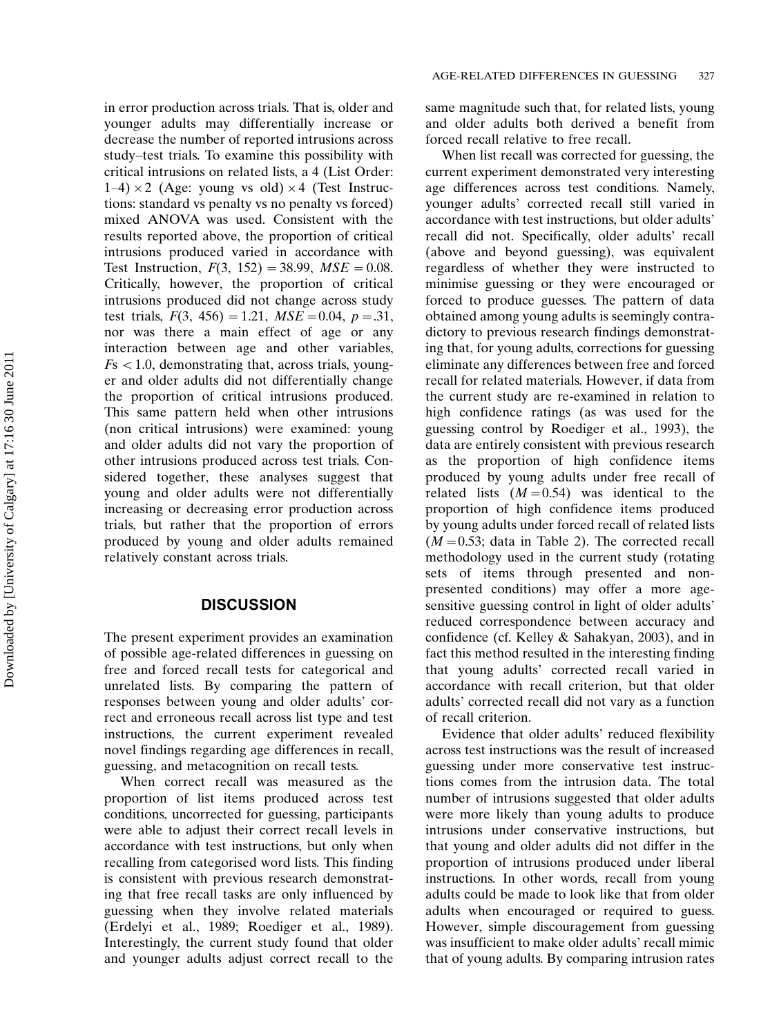in error production across trials. That is, older and younger adults may differentially increase or decrease the number of reported intrusions across study–test trials. To examine this possibility with critical intrusions on related lists, a 4 (List Order: 1–4) $\times$ 2 (Age: young vs old) $\times$ 4 (Test Instructions: standard vs penalty vs no penalty vs forced) mixed ANOVA was used. Consistent with the results reported above, the proportion of critical intrusions produced varied in accordance with Test Instruction, $F(3, 152) = 38.99$, $MSE = 0.08$. Critically, however, the proportion of critical intrusions produced did not change across study test trials, $F(3, 456) = 1.21$, $MSE = 0.04$, $p = .31$, nor was there a main effect of age or any interaction between age and other variables, $F$s $< 1.0$, demonstrating that, across trials, younger and older adults did not differentially change the proportion of critical intrusions produced. This same pattern held when other intrusions (non critical intrusions) were examined: young and older adults did not vary the proportion of other intrusions produced across test trials. Considered together, these analyses suggest that young and older adults were not differentially increasing or decreasing error production across trials, but rather that the proportion of errors produced by young and older adults remained relatively constant across trials.

## DISCUSSION

The present experiment provides an examination of possible age-related differences in guessing on free and forced recall tests for categorical and unrelated lists. By comparing the pattern of responses between young and older adults' correct and erroneous recall across list type and test instructions, the current experiment revealed novel findings regarding age differences in recall, guessing, and metacognition on recall tests.

When correct recall was measured as the proportion of list items produced across test conditions, uncorrected for guessing, participants were able to adjust their correct recall levels in accordance with test instructions, but only when recalling from categorised word lists. This finding is consistent with previous research demonstrating that free recall tasks are only influenced by guessing when they involve related materials (Erdelyi et al., 1989; Roediger et al., 1989). Interestingly, the current study found that older and younger adults adjust correct recall to the same magnitude such that, for related lists, young and older adults both derived a benefit from forced recall relative to free recall.

When list recall was corrected for guessing, the current experiment demonstrated very interesting age differences across test conditions. Namely, younger adults' corrected recall still varied in accordance with test instructions, but older adults' recall did not. Specifically, older adults' recall (above and beyond guessing), was equivalent regardless of whether they were instructed to minimise guessing or they were encouraged or forced to produce guesses. The pattern of data obtained among young adults is seemingly contradictory to previous research findings demonstrating that, for young adults, corrections for guessing eliminate any differences between free and forced recall for related materials. However, if data from the current study are re-examined in relation to high confidence ratings (as was used for the guessing control by Roediger et al., 1993), the data are entirely consistent with previous research as the proportion of high confidence items produced by young adults under free recall of related lists ($M = 0.54$) was identical to the proportion of high confidence items produced by young adults under forced recall of related lists ($M = 0.53$; data in Table 2). The corrected recall methodology used in the current study (rotating sets of items through presented and non-presented conditions) may offer a more age-sensitive guessing control in light of older adults' reduced correspondence between accuracy and confidence (cf. Kelley & Sahakyan, 2003), and in fact this method resulted in the interesting finding that young adults' corrected recall varied in accordance with recall criterion, but that older adults' corrected recall did not vary as a function of recall criterion.

Evidence that older adults' reduced flexibility across test instructions was the result of increased guessing under more conservative test instructions comes from the intrusion data. The total number of intrusions suggested that older adults were more likely than young adults to produce intrusions under conservative instructions, but that young and older adults did not differ in the proportion of intrusions produced under liberal instructions. In other words, recall from young adults could be made to look like that from older adults when encouraged or required to guess. However, simple discouragement from guessing was insufficient to make older adults' recall mimic that of young adults. By comparing intrusion rates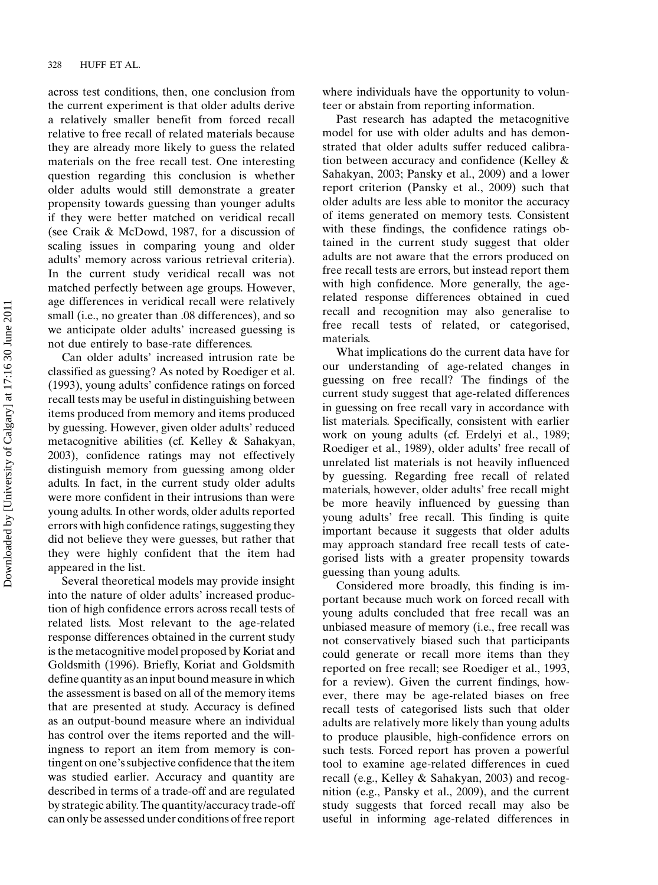across test conditions, then, one conclusion from the current experiment is that older adults derive a relatively smaller benefit from forced recall relative to free recall of related materials because they are already more likely to guess the related materials on the free recall test. One interesting question regarding this conclusion is whether older adults would still demonstrate a greater propensity towards guessing than younger adults if they were better matched on veridical recall (see Craik & McDowd, 1987, for a discussion of scaling issues in comparing young and older adults' memory across various retrieval criteria). In the current study veridical recall was not matched perfectly between age groups. However, age differences in veridical recall were relatively small (i.e., no greater than .08 differences), and so we anticipate older adults' increased guessing is not due entirely to base-rate differences.

Can older adults' increased intrusion rate be classified as guessing? As noted by Roediger et al. (1993), young adults' confidence ratings on forced recall tests may be useful in distinguishing between items produced from memory and items produced by guessing. However, given older adults' reduced metacognitive abilities (cf. Kelley & Sahakyan, 2003), confidence ratings may not effectively distinguish memory from guessing among older adults. In fact, in the current study older adults were more confident in their intrusions than were young adults. In other words, older adults reported errors with high confidence ratings, suggesting they did not believe they were guesses, but rather that they were highly confident that the item had appeared in the list.

Several theoretical models may provide insight into the nature of older adults' increased production of high confidence errors across recall tests of related lists. Most relevant to the age-related response differences obtained in the current study is the metacognitive model proposed by Koriat and Goldsmith (1996). Briefly, Koriat and Goldsmith define quantity as an input bound measure in which the assessment is based on all of the memory items that are presented at study. Accuracy is defined as an output-bound measure where an individual has control over the items reported and the willingness to report an item from memory is contingent on one's subjective confidence that the item was studied earlier. Accuracy and quantity are described in terms of a trade-off and are regulated by strategic ability. The quantity/accuracy trade-off can only be assessed under conditions of free report where individuals have the opportunity to volunteer or abstain from reporting information.

Past research has adapted the metacognitive model for use with older adults and has demonstrated that older adults suffer reduced calibration between accuracy and confidence (Kelley & Sahakyan, 2003; Pansky et al., 2009) and a lower report criterion (Pansky et al., 2009) such that older adults are less able to monitor the accuracy of items generated on memory tests. Consistent with these findings, the confidence ratings obtained in the current study suggest that older adults are not aware that the errors produced on free recall tests are errors, but instead report them with high confidence. More generally, the age-related response differences obtained in cued recall and recognition may also generalise to free recall tests of related, or categorised, materials.

What implications do the current data have for our understanding of age-related changes in guessing on free recall? The findings of the current study suggest that age-related differences in guessing on free recall vary in accordance with list materials. Specifically, consistent with earlier work on young adults (cf. Erdelyi et al., 1989; Roediger et al., 1989), older adults' free recall of unrelated list materials is not heavily influenced by guessing. Regarding free recall of related materials, however, older adults' free recall might be more heavily influenced by guessing than young adults' free recall. This finding is quite important because it suggests that older adults may approach standard free recall tests of categorised lists with a greater propensity towards guessing than young adults.

Considered more broadly, this finding is important because much work on forced recall with young adults concluded that free recall was an unbiased measure of memory (i.e., free recall was not conservatively biased such that participants could generate or recall more items than they reported on free recall; see Roediger et al., 1993, for a review). Given the current findings, however, there may be age-related biases on free recall tests of categorised lists such that older adults are relatively more likely than young adults to produce plausible, high-confidence errors on such tests. Forced report has proven a powerful tool to examine age-related differences in cued recall (e.g., Kelley & Sahakyan, 2003) and recognition (e.g., Pansky et al., 2009), and the current study suggests that forced recall may also be useful in informing age-related differences in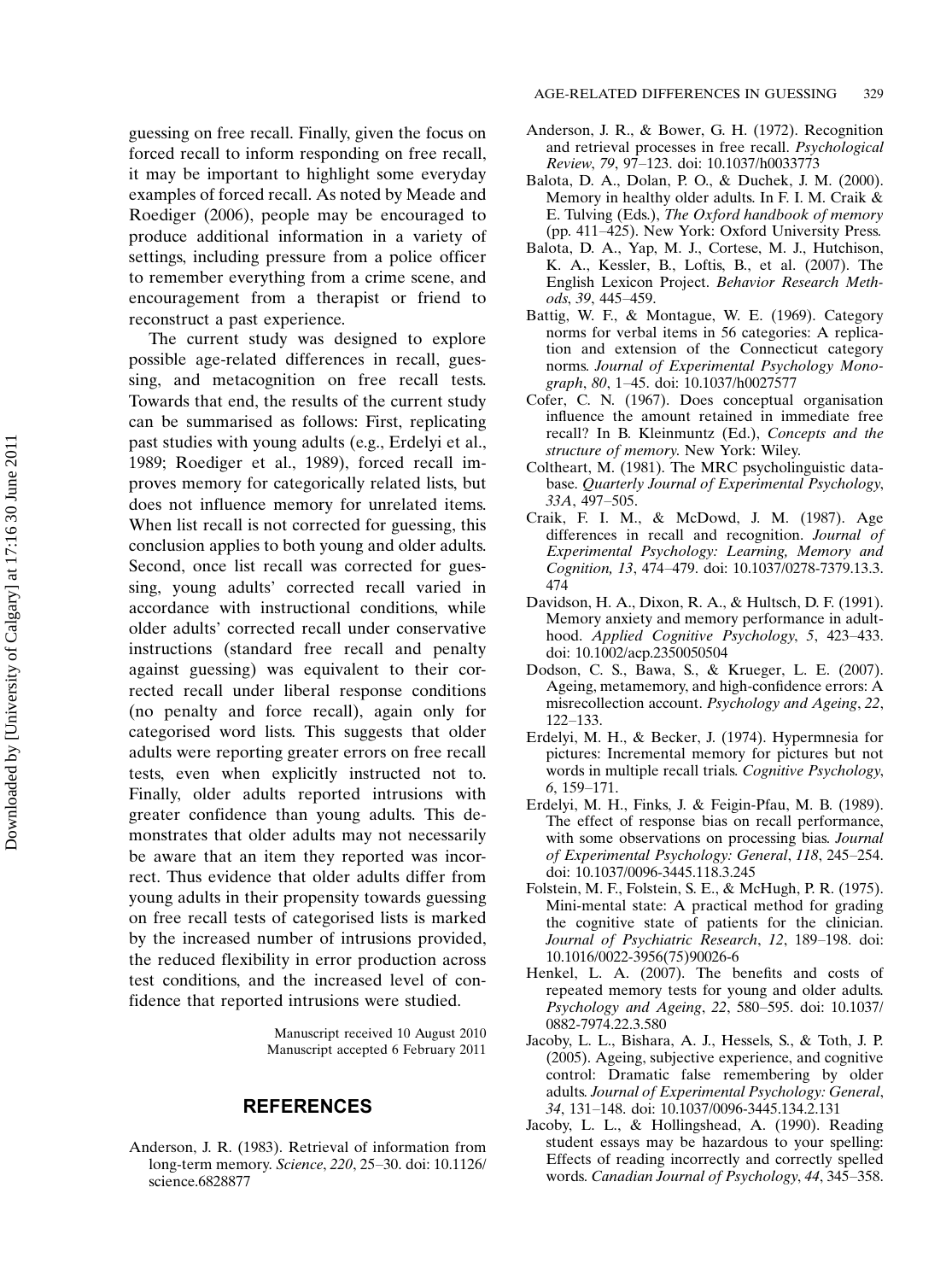guessing on free recall. Finally, given the focus on forced recall to inform responding on free recall, it may be important to highlight some everyday examples of forced recall. As noted by Meade and Roediger (2006), people may be encouraged to produce additional information in a variety of settings, including pressure from a police officer to remember everything from a crime scene, and encouragement from a therapist or friend to reconstruct a past experience.

The current study was designed to explore possible age-related differences in recall, guessing, and metacognition on free recall tests. Towards that end, the results of the current study can be summarised as follows: First, replicating past studies with young adults (e.g., Erdelyi et al., 1989; Roediger et al., 1989), forced recall improves memory for categorically related lists, but does not influence memory for unrelated items. When list recall is not corrected for guessing, this conclusion applies to both young and older adults. Second, once list recall was corrected for guessing, young adults' corrected recall varied in accordance with instructional conditions, while older adults' corrected recall under conservative instructions (standard free recall and penalty against guessing) was equivalent to their corrected recall under liberal response conditions (no penalty and force recall), again only for categorised word lists. This suggests that older adults were reporting greater errors on free recall tests, even when explicitly instructed not to. Finally, older adults reported intrusions with greater confidence than young adults. This demonstrates that older adults may not necessarily be aware that an item they reported was incorrect. Thus evidence that older adults differ from young adults in their propensity towards guessing on free recall tests of categorised lists is marked by the increased number of intrusions provided, the reduced flexibility in error production across test conditions, and the increased level of confidence that reported intrusions were studied.

Manuscript received 10 August 2010
Manuscript accepted 6 February 2011

## REFERENCES

Anderson, J. R. (1983). Retrieval of information from long-term memory. *Science*, *220*, 25–30. doi: 10.1126/science.6828877

Anderson, J. R., & Bower, G. H. (1972). Recognition and retrieval processes in free recall. *Psychological Review*, *79*, 97–123. doi: 10.1037/h0033773

Balota, D. A., Dolan, P. O., & Duchek, J. M. (2000). Memory in healthy older adults. In F. I. M. Craik & E. Tulving (Eds.), *The Oxford handbook of memory* (pp. 411–425). New York: Oxford University Press.

Balota, D. A., Yap, M. J., Cortese, M. J., Hutchison, K. A., Kessler, B., Loftis, B., et al. (2007). The English Lexicon Project. *Behavior Research Methods*, *39*, 445–459.

Battig, W. F., & Montague, W. E. (1969). Category norms for verbal items in 56 categories: A replication and extension of the Connecticut category norms. *Journal of Experimental Psychology Monograph*, *80*, 1–45. doi: 10.1037/h0027577

Cofer, C. N. (1967). Does conceptual organisation influence the amount retained in immediate free recall? In B. Kleinmuntz (Ed.), *Concepts and the structure of memory*. New York: Wiley.

Coltheart, M. (1981). The MRC psycholinguistic database. *Quarterly Journal of Experimental Psychology*, *33A*, 497–505.

Craik, F. I. M., & McDowd, J. M. (1987). Age differences in recall and recognition. *Journal of Experimental Psychology: Learning, Memory and Cognition, 13*, 474–479. doi: 10.1037/0278-7379.13.3.474

Davidson, H. A., Dixon, R. A., & Hultsch, D. F. (1991). Memory anxiety and memory performance in adulthood. *Applied Cognitive Psychology*, *5*, 423–433. doi: 10.1002/acp.2350050504

Dodson, C. S., Bawa, S., & Krueger, L. E. (2007). Ageing, metamemory, and high-confidence errors: A misrecollection account. *Psychology and Ageing*, *22*, 122–133.

Erdelyi, M. H., & Becker, J. (1974). Hypermnesia for pictures: Incremental memory for pictures but not words in multiple recall trials. *Cognitive Psychology*, *6*, 159–171.

Erdelyi, M. H., Finks, J. & Feigin-Pfau, M. B. (1989). The effect of response bias on recall performance, with some observations on processing bias. *Journal of Experimental Psychology: General*, *118*, 245–254. doi: 10.1037/0096-3445.118.3.245

Folstein, M. F., Folstein, S. E., & McHugh, P. R. (1975). Mini-mental state: A practical method for grading the cognitive state of patients for the clinician. *Journal of Psychiatric Research*, *12*, 189–198. doi: 10.1016/0022-3956(75)90026-6

Henkel, L. A. (2007). The benefits and costs of repeated memory tests for young and older adults. *Psychology and Ageing*, *22*, 580–595. doi: 10.1037/0882-7974.22.3.580

Jacoby, L. L., Bishara, A. J., Hessels, S., & Toth, J. P. (2005). Ageing, subjective experience, and cognitive control: Dramatic false remembering by older adults. *Journal of Experimental Psychology: General*, *34*, 131–148. doi: 10.1037/0096-3445.134.2.131

Jacoby, L. L., & Hollingshead, A. (1990). Reading student essays may be hazardous to your spelling: Effects of reading incorrectly and correctly spelled words. *Canadian Journal of Psychology*, *44*, 345–358.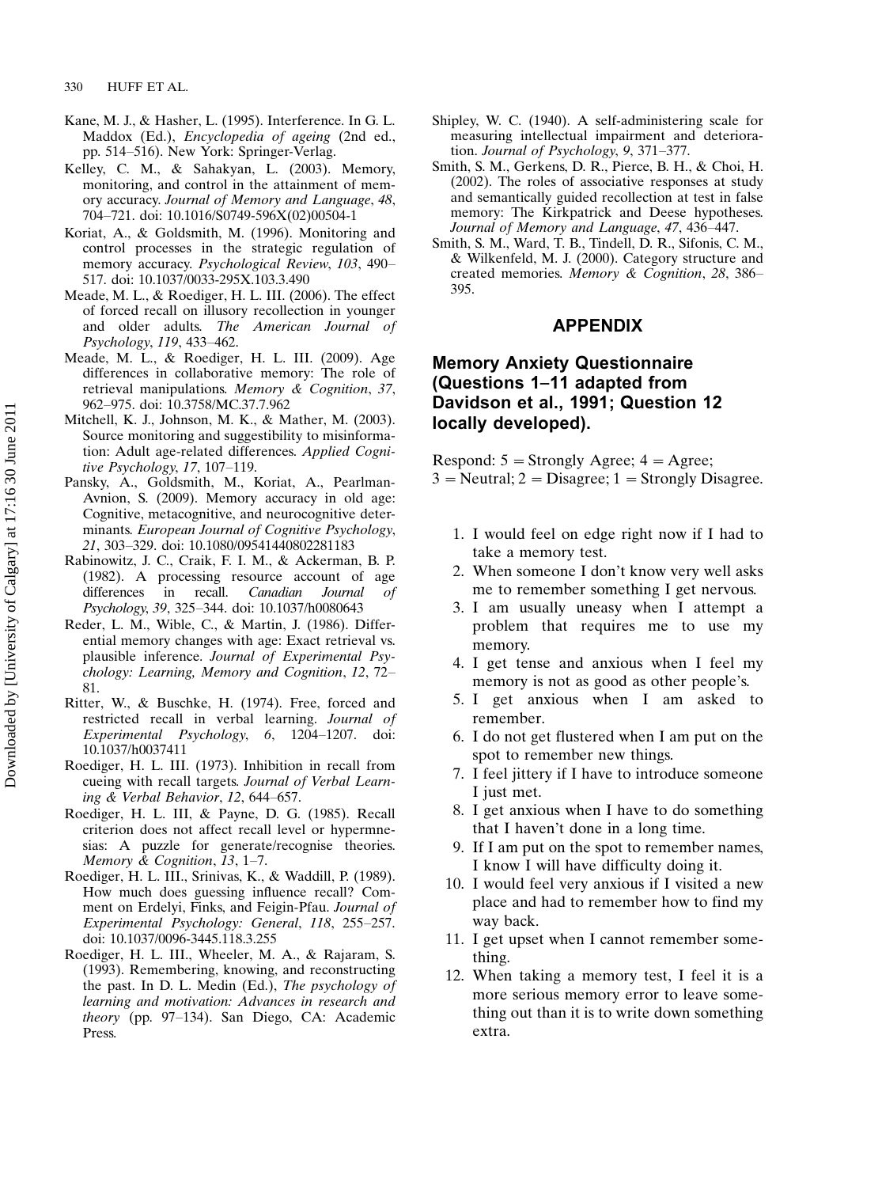Kane, M. J., & Hasher, L. (1995). Interference. In G. L. Maddox (Ed.), *Encyclopedia of ageing* (2nd ed., pp. 514–516). New York: Springer-Verlag.

Kelley, C. M., & Sahakyan, L. (2003). Memory, monitoring, and control in the attainment of memory accuracy. *Journal of Memory and Language*, *48*, 704–721. doi: 10.1016/S0749-596X(02)00504-1

Koriat, A., & Goldsmith, M. (1996). Monitoring and control processes in the strategic regulation of memory accuracy. *Psychological Review*, *103*, 490–517. doi: 10.1037/0033-295X.103.3.490

Meade, M. L., & Roediger, H. L. III. (2006). The effect of forced recall on illusory recollection in younger and older adults. *The American Journal of Psychology*, *119*, 433–462.

Meade, M. L., & Roediger, H. L. III. (2009). Age differences in collaborative memory: The role of retrieval manipulations. *Memory & Cognition*, *37*, 962–975. doi: 10.3758/MC.37.7.962

Mitchell, K. J., Johnson, M. K., & Mather, M. (2003). Source monitoring and suggestibility to misinformation: Adult age-related differences. *Applied Cognitive Psychology*, *17*, 107–119.

Pansky, A., Goldsmith, M., Koriat, A., Pearlman-Avnion, S. (2009). Memory accuracy in old age: Cognitive, metacognitive, and neurocognitive determinants. *European Journal of Cognitive Psychology*, *21*, 303–329. doi: 10.1080/09541440802281183

Rabinowitz, J. C., Craik, F. I. M., & Ackerman, B. P. (1982). A processing resource account of age differences in recall. *Canadian Journal of Psychology*, *39*, 325–344. doi: 10.1037/h0080643

Reder, L. M., Wible, C., & Martin, J. (1986). Differential memory changes with age: Exact retrieval vs. plausible inference. *Journal of Experimental Psychology: Learning, Memory and Cognition*, *12*, 72–81.

Ritter, W., & Buschke, H. (1974). Free, forced and restricted recall in verbal learning. *Journal of Experimental Psychology*, *6*, 1204–1207. doi: 10.1037/h0037411

Roediger, H. L. III. (1973). Inhibition in recall from cueing with recall targets. *Journal of Verbal Learning & Verbal Behavior*, *12*, 644–657.

Roediger, H. L. III, & Payne, D. G. (1985). Recall criterion does not affect recall level or hypermnesias: A puzzle for generate/recognise theories. *Memory & Cognition*, *13*, 1–7.

Roediger, H. L. III., Srinivas, K., & Waddill, P. (1989). How much does guessing influence recall? Comment on Erdelyi, Finks, and Feigin-Pfau. *Journal of Experimental Psychology: General*, *118*, 255–257. doi: 10.1037/0096-3445.118.3.255

Roediger, H. L. III., Wheeler, M. A., & Rajaram, S. (1993). Remembering, knowing, and reconstructing the past. In D. L. Medin (Ed.), *The psychology of learning and motivation: Advances in research and theory* (pp. 97–134). San Diego, CA: Academic Press.

Shipley, W. C. (1940). A self-administering scale for measuring intellectual impairment and deterioration. *Journal of Psychology*, *9*, 371–377.

Smith, S. M., Gerkens, D. R., Pierce, B. H., & Choi, H. (2002). The roles of associative responses at study and semantically guided recollection at test in false memory: The Kirkpatrick and Deese hypotheses. *Journal of Memory and Language*, *47*, 436–447.

Smith, S. M., Ward, T. B., Tindell, D. R., Sifonis, C. M., & Wilkenfeld, M. J. (2000). Category structure and created memories. *Memory & Cognition*, *28*, 386–395.

## APPENDIX

### Memory Anxiety Questionnaire (Questions 1–11 adapted from Davidson et al., 1991; Question 12 locally developed).

Respond: 5 = Strongly Agree; 4 = Agree; 3 = Neutral; 2 = Disagree; 1 = Strongly Disagree.

1. I would feel on edge right now if I had to take a memory test.
2. When someone I don't know very well asks me to remember something I get nervous.
3. I am usually uneasy when I attempt a problem that requires me to use my memory.
4. I get tense and anxious when I feel my memory is not as good as other people's.
5. I get anxious when I am asked to remember.
6. I do not get flustered when I am put on the spot to remember new things.
7. I feel jittery if I have to introduce someone I just met.
8. I get anxious when I have to do something that I haven't done in a long time.
9. If I am put on the spot to remember names, I know I will have difficulty doing it.
10. I would feel very anxious if I visited a new place and had to remember how to find my way back.
11. I get upset when I cannot remember something.
12. When taking a memory test, I feel it is a more serious memory error to leave something out than it is to write down something extra.